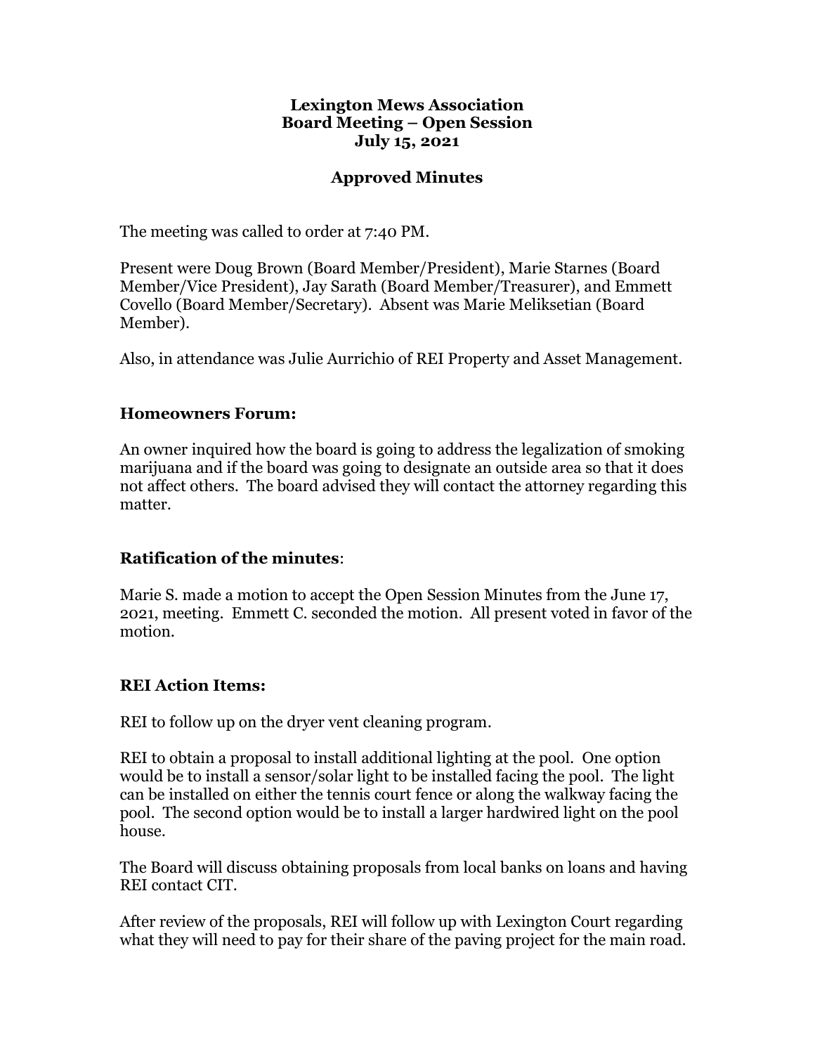**Lexington Mews Association**
**Board Meeting – Open Session**
**July 15, 2021**

**Approved Minutes**

The meeting was called to order at 7:40 PM.

Present were Doug Brown (Board Member/President), Marie Starnes (Board Member/Vice President), Jay Sarath (Board Member/Treasurer), and Emmett Covello (Board Member/Secretary). Absent was Marie Meliksetian (Board Member).

Also, in attendance was Julie Aurrichio of REI Property and Asset Management.

## Homeowners Forum:

An owner inquired how the board is going to address the legalization of smoking marijuana and if the board was going to designate an outside area so that it does not affect others. The board advised they will contact the attorney regarding this matter.

## Ratification of the minutes:

Marie S. made a motion to accept the Open Session Minutes from the June 17, 2021, meeting. Emmett C. seconded the motion. All present voted in favor of the motion.

## REI Action Items:

REI to follow up on the dryer vent cleaning program.

REI to obtain a proposal to install additional lighting at the pool. One option would be to install a sensor/solar light to be installed facing the pool. The light can be installed on either the tennis court fence or along the walkway facing the pool. The second option would be to install a larger hardwired light on the pool house.

The Board will discuss obtaining proposals from local banks on loans and having REI contact CIT.

After review of the proposals, REI will follow up with Lexington Court regarding what they will need to pay for their share of the paving project for the main road.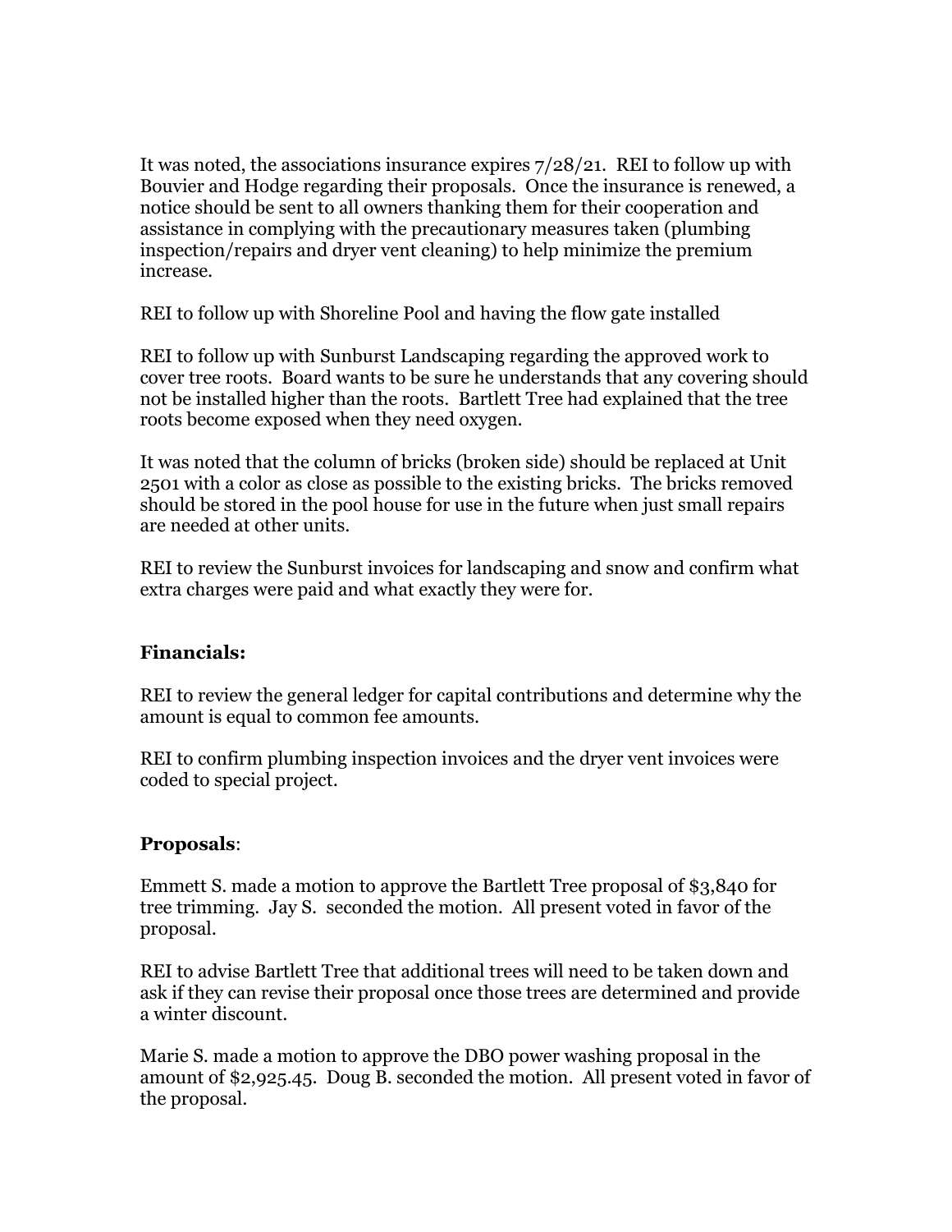It was noted, the associations insurance expires 7/28/21. REI to follow up with Bouvier and Hodge regarding their proposals. Once the insurance is renewed, a notice should be sent to all owners thanking them for their cooperation and assistance in complying with the precautionary measures taken (plumbing inspection/repairs and dryer vent cleaning) to help minimize the premium increase.

REI to follow up with Shoreline Pool and having the flow gate installed

REI to follow up with Sunburst Landscaping regarding the approved work to cover tree roots. Board wants to be sure he understands that any covering should not be installed higher than the roots. Bartlett Tree had explained that the tree roots become exposed when they need oxygen.

It was noted that the column of bricks (broken side) should be replaced at Unit 2501 with a color as close as possible to the existing bricks. The bricks removed should be stored in the pool house for use in the future when just small repairs are needed at other units.

REI to review the Sunburst invoices for landscaping and snow and confirm what extra charges were paid and what exactly they were for.

**Financials:**

REI to review the general ledger for capital contributions and determine why the amount is equal to common fee amounts.

REI to confirm plumbing inspection invoices and the dryer vent invoices were coded to special project.

**Proposals**:

Emmett S. made a motion to approve the Bartlett Tree proposal of $3,840 for tree trimming. Jay S. seconded the motion. All present voted in favor of the proposal.

REI to advise Bartlett Tree that additional trees will need to be taken down and ask if they can revise their proposal once those trees are determined and provide a winter discount.

Marie S. made a motion to approve the DBO power washing proposal in the amount of $2,925.45. Doug B. seconded the motion. All present voted in favor of the proposal.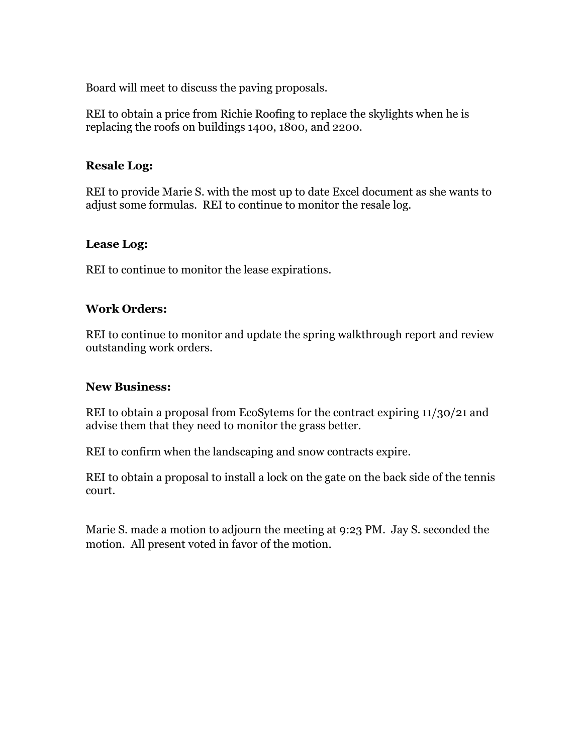Board will meet to discuss the paving proposals.

REI to obtain a price from Richie Roofing to replace the skylights when he is replacing the roofs on buildings 1400, 1800, and 2200.

**Resale Log:**

REI to provide Marie S. with the most up to date Excel document as she wants to adjust some formulas. REI to continue to monitor the resale log.

**Lease Log:**

REI to continue to monitor the lease expirations.

**Work Orders:**

REI to continue to monitor and update the spring walkthrough report and review outstanding work orders.

**New Business:**

REI to obtain a proposal from EcoSytems for the contract expiring 11/30/21 and advise them that they need to monitor the grass better.

REI to confirm when the landscaping and snow contracts expire.

REI to obtain a proposal to install a lock on the gate on the back side of the tennis court.

Marie S. made a motion to adjourn the meeting at 9:23 PM. Jay S. seconded the motion. All present voted in favor of the motion.